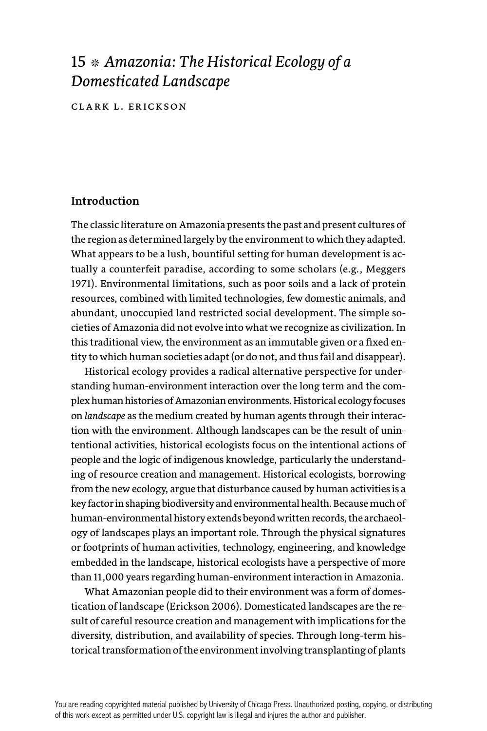# 15 ⁕ *Amazonia: The Historical Ecology of a Domesticated Landscape*

CLARK L. ERICKSON

## Introduction

The classic literature on Amazonia presents the past and present cultures of the region as determined largely by the environment to which they adapted. What appears to be a lush, bountiful setting for human development is actually a counterfeit paradise, according to some scholars (e.g., Meggers 1971). Environmental limitations, such as poor soils and a lack of protein resources, combined with limited technologies, few domestic animals, and abundant, unoccupied land restricted social development. The simple societies of Amazonia did not evolve into what we recognize as civilization. In this traditional view, the environment as an immutable given or a fixed entity to which human societies adapt (or do not, and thus fail and disappear).

Historical ecology provides a radical alternative perspective for understanding human-environment interaction over the long term and the complex human histories of Amazonian environments. Historical ecology focuses on *landscape* as the medium created by human agents through their interaction with the environment. Although landscapes can be the result of unintentional activities, historical ecologists focus on the intentional actions of people and the logic of indigenous knowledge, particularly the understanding of resource creation and management. Historical ecologists, borrowing from the new ecology, argue that disturbance caused by human activities is a key factor in shaping biodiversity and environmental health. Because much of human-environmental history extends beyond written records, the archaeology of landscapes plays an important role. Through the physical signatures or footprints of human activities, technology, engineering, and knowledge embedded in the landscape, historical ecologists have a perspective of more than 11,000 years regarding human-environment interaction in Amazonia.

What Amazonian people did to their environment was a form of domestication of landscape (Erickson 2006). Domesticated landscapes are the result of careful resource creation and management with implications for the diversity, distribution, and availability of species. Through long-term historical transformation of the environment involving transplanting of plants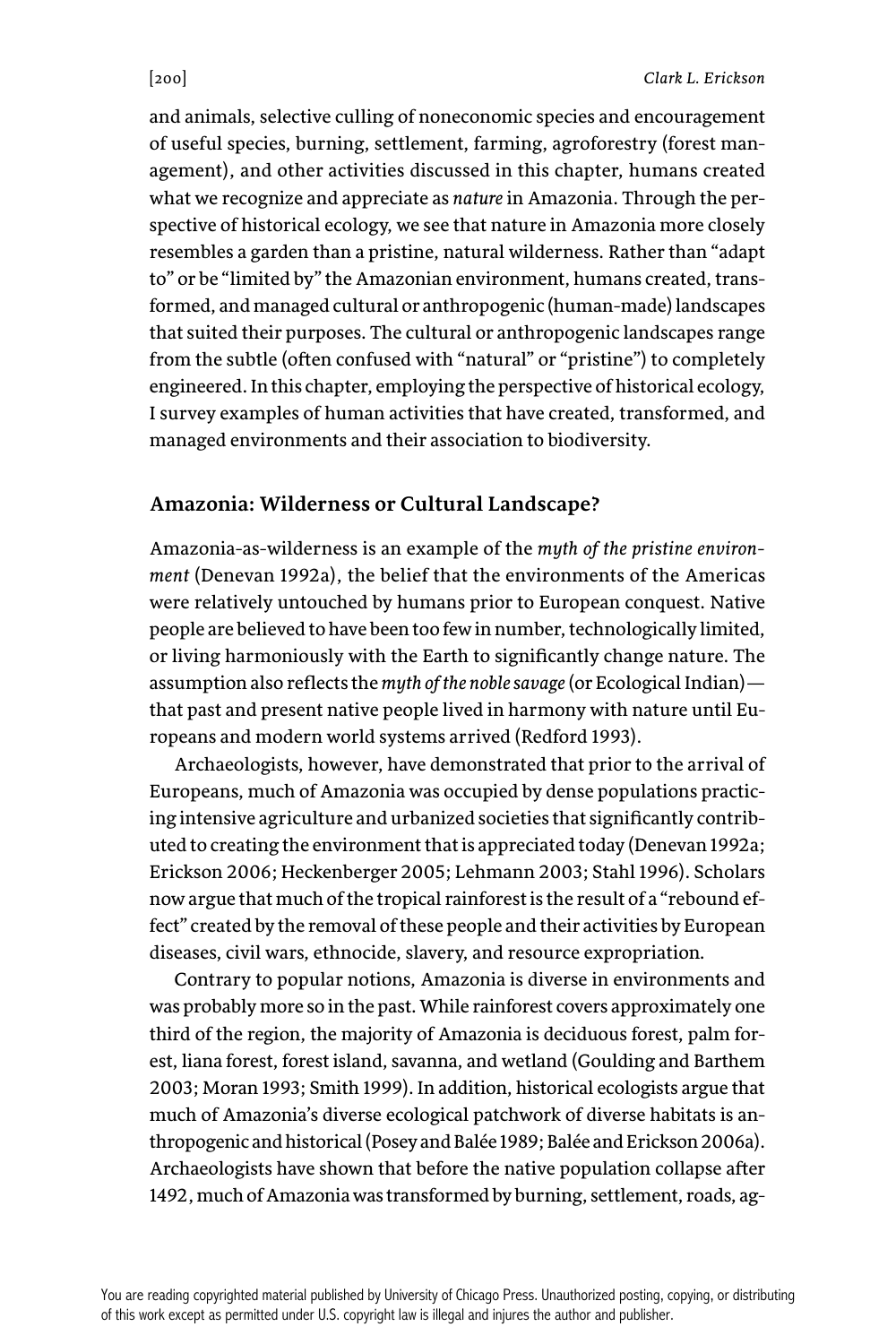and animals, selective culling of noneconomic species and encouragement of useful species, burning, settlement, farming, agroforestry (forest management), and other activities discussed in this chapter, humans created what we recognize and appreciate as *nature* in Amazonia. Through the perspective of historical ecology, we see that nature in Amazonia more closely resembles a garden than a pristine, natural wilderness. Rather than "adapt to" or be "limited by" the Amazonian environment, humans created, transformed, and managed cultural or anthropogenic (human-made) landscapes that suited their purposes. The cultural or anthropogenic landscapes range from the subtle (often confused with "natural" or "pristine") to completely engineered. In this chapter, employing the perspective of historical ecology, I survey examples of human activities that have created, transformed, and managed environments and their association to biodiversity.

## Amazonia: Wilderness or Cultural Landscape?

Amazonia-as-wilderness is an example of the *myth of the pristine environment* (Denevan 1992a), the belief that the environments of the Americas were relatively untouched by humans prior to European conquest. Native people are believed to have been too few in number, technologically limited, or living harmoniously with the Earth to significantly change nature. The assumption also reflects the *myth of the noble savage* (or Ecological Indian)—that past and present native people lived in harmony with nature until Europeans and modern world systems arrived (Redford 1993).

Archaeologists, however, have demonstrated that prior to the arrival of Europeans, much of Amazonia was occupied by dense populations practicing intensive agriculture and urbanized societies that significantly contributed to creating the environment that is appreciated today (Denevan 1992a; Erickson 2006; Heckenberger 2005; Lehmann 2003; Stahl 1996). Scholars now argue that much of the tropical rainforest is the result of a "rebound effect" created by the removal of these people and their activities by European diseases, civil wars, ethnocide, slavery, and resource expropriation.

Contrary to popular notions, Amazonia is diverse in environments and was probably more so in the past. While rainforest covers approximately one third of the region, the majority of Amazonia is deciduous forest, palm forest, liana forest, forest island, savanna, and wetland (Goulding and Barthem 2003; Moran 1993; Smith 1999). In addition, historical ecologists argue that much of Amazonia's diverse ecological patchwork of diverse habitats is anthropogenic and historical (Posey and Balée 1989; Balée and Erickson 2006a). Archaeologists have shown that before the native population collapse after 1492, much of Amazonia was transformed by burning, settlement, roads, ag-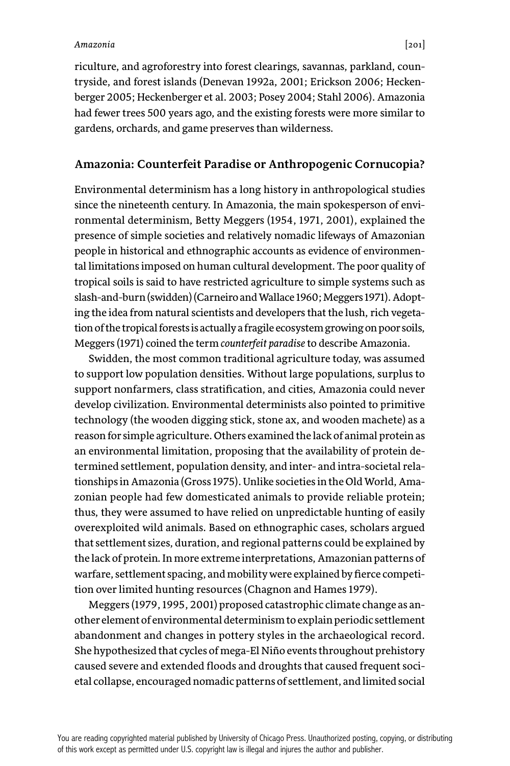riculture, and agroforestry into forest clearings, savannas, parkland, countryside, and forest islands (Denevan 1992a, 2001; Erickson 2006; Heckenberger 2005; Heckenberger et al. 2003; Posey 2004; Stahl 2006). Amazonia had fewer trees 500 years ago, and the existing forests were more similar to gardens, orchards, and game preserves than wilderness.

## Amazonia: Counterfeit Paradise or Anthropogenic Cornucopia?

Environmental determinism has a long history in anthropological studies since the nineteenth century. In Amazonia, the main spokesperson of environmental determinism, Betty Meggers (1954, 1971, 2001), explained the presence of simple societies and relatively nomadic lifeways of Amazonian people in historical and ethnographic accounts as evidence of environmental limitations imposed on human cultural development. The poor quality of tropical soils is said to have restricted agriculture to simple systems such as slash-and-burn (swidden) (Carneiro and Wallace 1960; Meggers 1971). Adopting the idea from natural scientists and developers that the lush, rich vegetation of the tropical forests is actually a fragile ecosystem growing on poor soils, Meggers (1971) coined the term *counterfeit paradise* to describe Amazonia.

Swidden, the most common traditional agriculture today, was assumed to support low population densities. Without large populations, surplus to support nonfarmers, class stratification, and cities, Amazonia could never develop civilization. Environmental determinists also pointed to primitive technology (the wooden digging stick, stone ax, and wooden machete) as a reason for simple agriculture. Others examined the lack of animal protein as an environmental limitation, proposing that the availability of protein determined settlement, population density, and inter- and intra-societal relationships in Amazonia (Gross 1975). Unlike societies in the Old World, Amazonian people had few domesticated animals to provide reliable protein; thus, they were assumed to have relied on unpredictable hunting of easily overexploited wild animals. Based on ethnographic cases, scholars argued that settlement sizes, duration, and regional patterns could be explained by the lack of protein. In more extreme interpretations, Amazonian patterns of warfare, settlement spacing, and mobility were explained by fierce competition over limited hunting resources (Chagnon and Hames 1979).

Meggers (1979, 1995, 2001) proposed catastrophic climate change as another element of environmental determinism to explain periodic settlement abandonment and changes in pottery styles in the archaeological record. She hypothesized that cycles of mega-El Niño events throughout prehistory caused severe and extended floods and droughts that caused frequent societal collapse, encouraged nomadic patterns of settlement, and limited social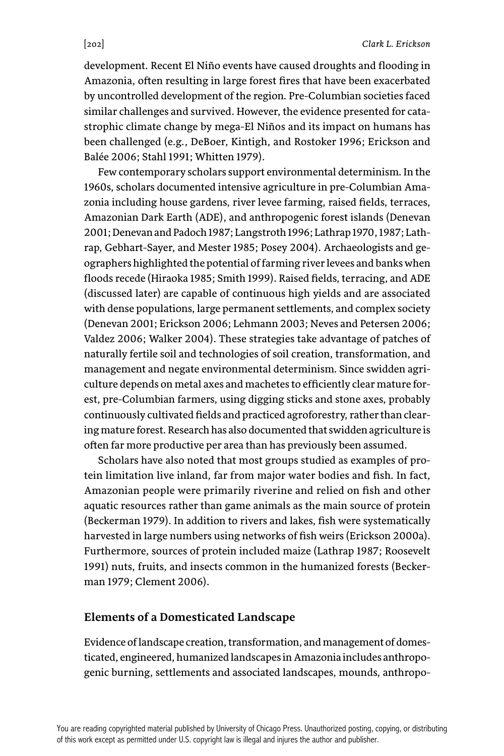development. Recent El Niño events have caused droughts and flooding in Amazonia, often resulting in large forest fires that have been exacerbated by uncontrolled development of the region. Pre-Columbian societies faced similar challenges and survived. However, the evidence presented for catastrophic climate change by mega-El Niños and its impact on humans has been challenged (e.g., DeBoer, Kintigh, and Rostoker 1996; Erickson and Balée 2006; Stahl 1991; Whitten 1979).

Few contemporary scholars support environmental determinism. In the 1960s, scholars documented intensive agriculture in pre-Columbian Amazonia including house gardens, river levee farming, raised fields, terraces, Amazonian Dark Earth (ADE), and anthropogenic forest islands (Denevan 2001; Denevan and Padoch 1987; Langstroth 1996; Lathrap 1970, 1987; Lathrap, Gebhart-Sayer, and Mester 1985; Posey 2004). Archaeologists and geographers highlighted the potential of farming river levees and banks when floods recede (Hiraoka 1985; Smith 1999). Raised fields, terracing, and ADE (discussed later) are capable of continuous high yields and are associated with dense populations, large permanent settlements, and complex society (Denevan 2001; Erickson 2006; Lehmann 2003; Neves and Petersen 2006; Valdez 2006; Walker 2004). These strategies take advantage of patches of naturally fertile soil and technologies of soil creation, transformation, and management and negate environmental determinism. Since swidden agriculture depends on metal axes and machetes to efficiently clear mature forest, pre-Columbian farmers, using digging sticks and stone axes, probably continuously cultivated fields and practiced agroforestry, rather than clearing mature forest. Research has also documented that swidden agriculture is often far more productive per area than has previously been assumed.

Scholars have also noted that most groups studied as examples of protein limitation live inland, far from major water bodies and fish. In fact, Amazonian people were primarily riverine and relied on fish and other aquatic resources rather than game animals as the main source of protein (Beckerman 1979). In addition to rivers and lakes, fish were systematically harvested in large numbers using networks of fish weirs (Erickson 2000a). Furthermore, sources of protein included maize (Lathrap 1987; Roosevelt 1991) nuts, fruits, and insects common in the humanized forests (Beckerman 1979; Clement 2006).

## Elements of a Domesticated Landscape

Evidence of landscape creation, transformation, and management of domesticated, engineered, humanized landscapes in Amazonia includes anthropogenic burning, settlements and associated landscapes, mounds, anthropo-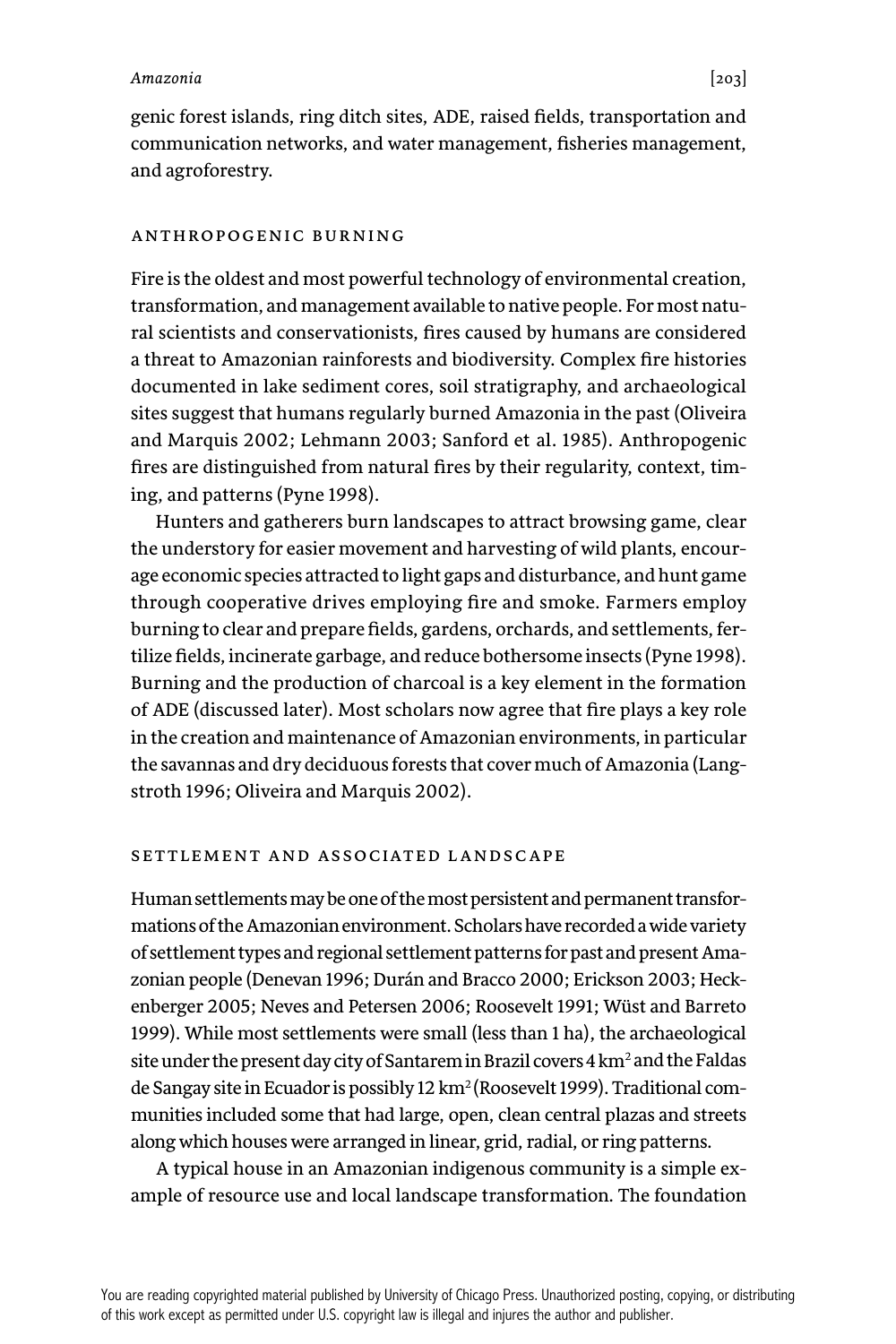genic forest islands, ring ditch sites, ADE, raised fields, transportation and communication networks, and water management, fisheries management, and agroforestry.

## ANTHROPOGENIC BURNING

Fire is the oldest and most powerful technology of environmental creation, transformation, and management available to native people. For most natural scientists and conservationists, fires caused by humans are considered a threat to Amazonian rainforests and biodiversity. Complex fire histories documented in lake sediment cores, soil stratigraphy, and archaeological sites suggest that humans regularly burned Amazonia in the past (Oliveira and Marquis 2002; Lehmann 2003; Sanford et al. 1985). Anthropogenic fires are distinguished from natural fires by their regularity, context, timing, and patterns (Pyne 1998).

Hunters and gatherers burn landscapes to attract browsing game, clear the understory for easier movement and harvesting of wild plants, encourage economic species attracted to light gaps and disturbance, and hunt game through cooperative drives employing fire and smoke. Farmers employ burning to clear and prepare fields, gardens, orchards, and settlements, fertilize fields, incinerate garbage, and reduce bothersome insects (Pyne 1998). Burning and the production of charcoal is a key element in the formation of ADE (discussed later). Most scholars now agree that fire plays a key role in the creation and maintenance of Amazonian environments, in particular the savannas and dry deciduous forests that cover much of Amazonia (Langstroth 1996; Oliveira and Marquis 2002).

## SETTLEMENT AND ASSOCIATED LANDSCAPE

Human settlements may be one of the most persistent and permanent transformations of the Amazonian environment. Scholars have recorded a wide variety of settlement types and regional settlement patterns for past and present Amazonian people (Denevan 1996; Durán and Bracco 2000; Erickson 2003; Heckenberger 2005; Neves and Petersen 2006; Roosevelt 1991; Wüst and Barreto 1999). While most settlements were small (less than 1 ha), the archaeological site under the present day city of Santarem in Brazil covers 4 km$^2$ and the Faldas de Sangay site in Ecuador is possibly 12 km$^2$ (Roosevelt 1999). Traditional communities included some that had large, open, clean central plazas and streets along which houses were arranged in linear, grid, radial, or ring patterns.

A typical house in an Amazonian indigenous community is a simple example of resource use and local landscape transformation. The foundation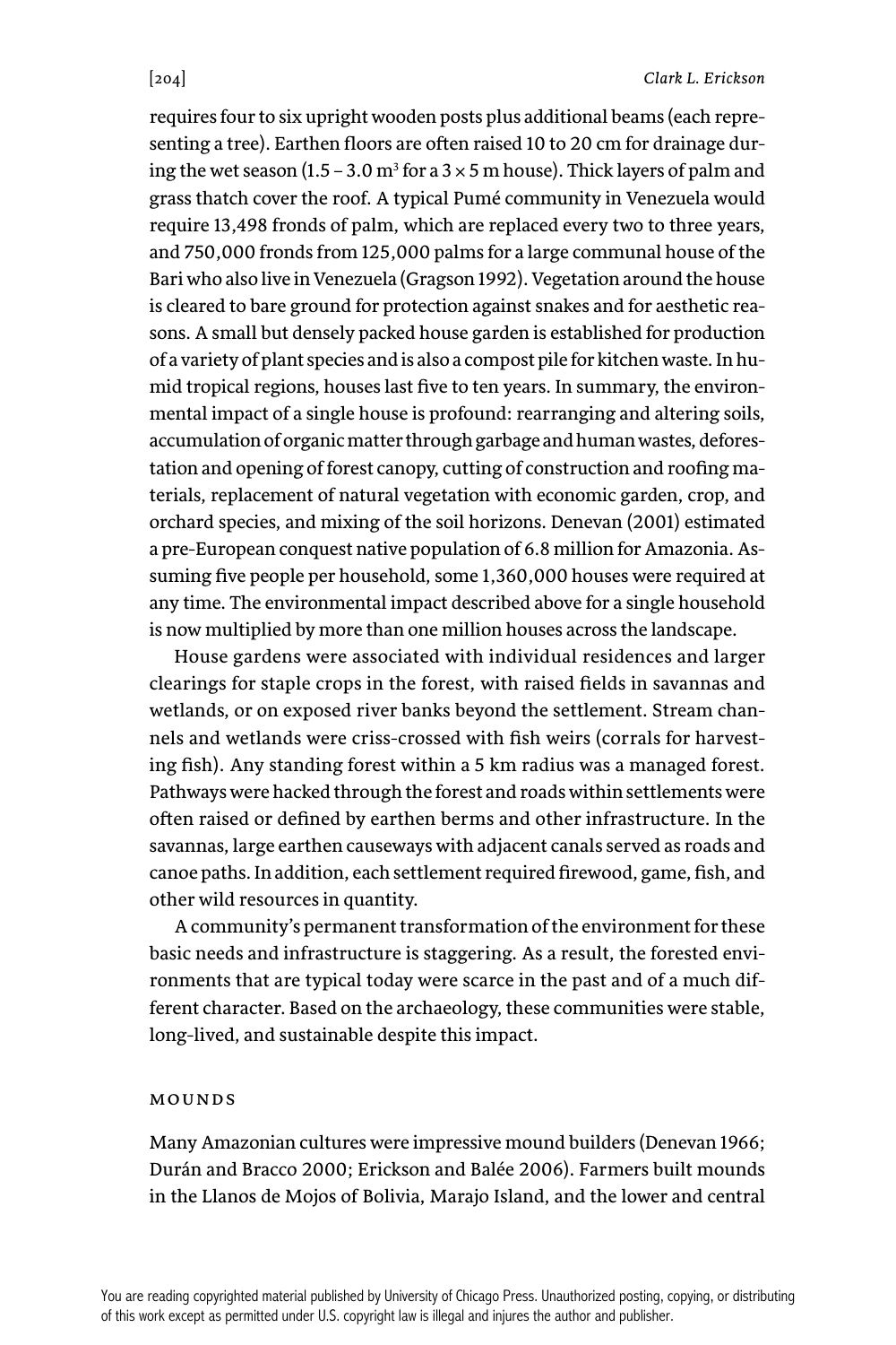requires four to six upright wooden posts plus additional beams (each representing a tree). Earthen floors are often raised 10 to 20 cm for drainage during the wet season (1.5 – 3.0 $m^3$ for a 3 × 5 m house). Thick layers of palm and grass thatch cover the roof. A typical Pumé community in Venezuela would require 13,498 fronds of palm, which are replaced every two to three years, and 750,000 fronds from 125,000 palms for a large communal house of the Bari who also live in Venezuela (Gragson 1992). Vegetation around the house is cleared to bare ground for protection against snakes and for aesthetic reasons. A small but densely packed house garden is established for production of a variety of plant species and is also a compost pile for kitchen waste. In humid tropical regions, houses last five to ten years. In summary, the environmental impact of a single house is profound: rearranging and altering soils, accumulation of organic matter through garbage and human wastes, deforestation and opening of forest canopy, cutting of construction and roofing materials, replacement of natural vegetation with economic garden, crop, and orchard species, and mixing of the soil horizons. Denevan (2001) estimated a pre-European conquest native population of 6.8 million for Amazonia. Assuming five people per household, some 1,360,000 houses were required at any time. The environmental impact described above for a single household is now multiplied by more than one million houses across the landscape.

House gardens were associated with individual residences and larger clearings for staple crops in the forest, with raised fields in savannas and wetlands, or on exposed river banks beyond the settlement. Stream channels and wetlands were criss-crossed with fish weirs (corrals for harvesting fish). Any standing forest within a 5 km radius was a managed forest. Pathways were hacked through the forest and roads within settlements were often raised or defined by earthen berms and other infrastructure. In the savannas, large earthen causeways with adjacent canals served as roads and canoe paths. In addition, each settlement required firewood, game, fish, and other wild resources in quantity.

A community's permanent transformation of the environment for these basic needs and infrastructure is staggering. As a result, the forested environments that are typical today were scarce in the past and of a much different character. Based on the archaeology, these communities were stable, long-lived, and sustainable despite this impact.

## MOUNDS

Many Amazonian cultures were impressive mound builders (Denevan 1966; Durán and Bracco 2000; Erickson and Balée 2006). Farmers built mounds in the Llanos de Mojos of Bolivia, Marajo Island, and the lower and central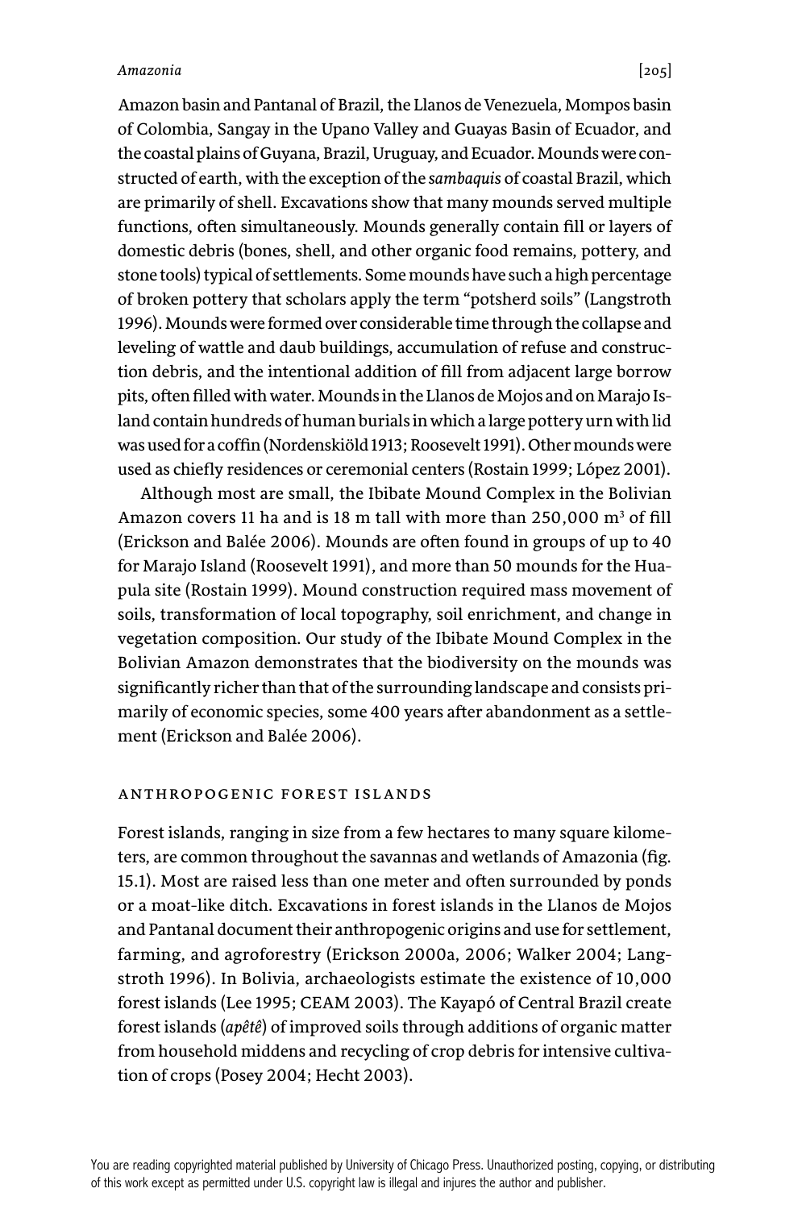Amazon basin and Pantanal of Brazil, the Llanos de Venezuela, Mompos basin of Colombia, Sangay in the Upano Valley and Guayas Basin of Ecuador, and the coastal plains of Guyana, Brazil, Uruguay, and Ecuador. Mounds were constructed of earth, with the exception of the *sambaquis* of coastal Brazil, which are primarily of shell. Excavations show that many mounds served multiple functions, often simultaneously. Mounds generally contain fill or layers of domestic debris (bones, shell, and other organic food remains, pottery, and stone tools) typical of settlements. Some mounds have such a high percentage of broken pottery that scholars apply the term "potsherd soils" (Langstroth 1996). Mounds were formed over considerable time through the collapse and leveling of wattle and daub buildings, accumulation of refuse and construction debris, and the intentional addition of fill from adjacent large borrow pits, often filled with water. Mounds in the Llanos de Mojos and on Marajo Island contain hundreds of human burials in which a large pottery urn with lid was used for a coffin (Nordenskiöld 1913; Roosevelt 1991). Other mounds were used as chiefly residences or ceremonial centers (Rostain 1999; López 2001).

Although most are small, the Ibibate Mound Complex in the Bolivian Amazon covers 11 ha and is 18 m tall with more than 250,000 $m^3$ of fill (Erickson and Balée 2006). Mounds are often found in groups of up to 40 for Marajo Island (Roosevelt 1991), and more than 50 mounds for the Huapula site (Rostain 1999). Mound construction required mass movement of soils, transformation of local topography, soil enrichment, and change in vegetation composition. Our study of the Ibibate Mound Complex in the Bolivian Amazon demonstrates that the biodiversity on the mounds was significantly richer than that of the surrounding landscape and consists primarily of economic species, some 400 years after abandonment as a settlement (Erickson and Balée 2006).

## ANTHROPOGENIC FOREST ISLANDS

Forest islands, ranging in size from a few hectares to many square kilometers, are common throughout the savannas and wetlands of Amazonia (fig. 15.1). Most are raised less than one meter and often surrounded by ponds or a moat-like ditch. Excavations in forest islands in the Llanos de Mojos and Pantanal document their anthropogenic origins and use for settlement, farming, and agroforestry (Erickson 2000a, 2006; Walker 2004; Langstroth 1996). In Bolivia, archaeologists estimate the existence of 10,000 forest islands (Lee 1995; CEAM 2003). The Kayapó of Central Brazil create forest islands (*apêtê*) of improved soils through additions of organic matter from household middens and recycling of crop debris for intensive cultivation of crops (Posey 2004; Hecht 2003).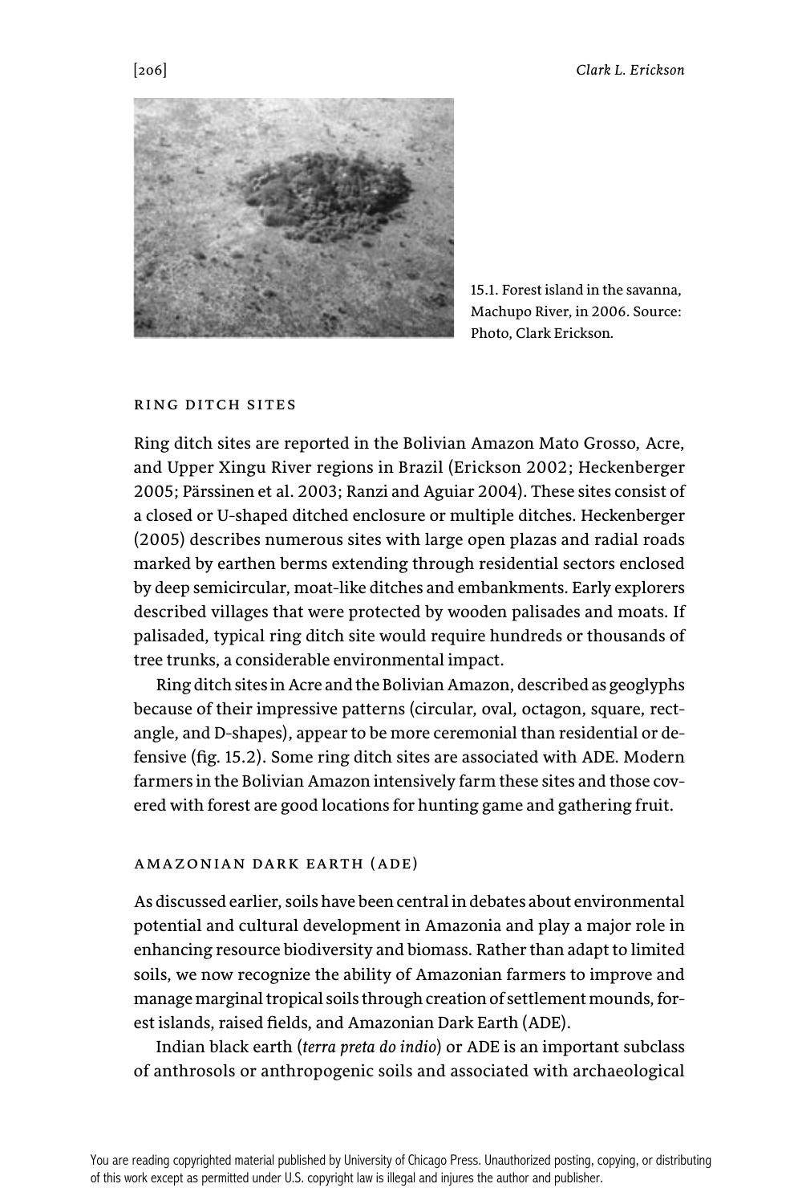15.1. Forest island in the savanna, Machupo River, in 2006. Source: Photo, Clark Erickson.

## RING DITCH SITES

Ring ditch sites are reported in the Bolivian Amazon Mato Grosso, Acre, and Upper Xingu River regions in Brazil (Erickson 2002; Heckenberger 2005; Pärssinen et al. 2003; Ranzi and Aguiar 2004). These sites consist of a closed or U-shaped ditched enclosure or multiple ditches. Heckenberger (2005) describes numerous sites with large open plazas and radial roads marked by earthen berms extending through residential sectors enclosed by deep semicircular, moat-like ditches and embankments. Early explorers described villages that were protected by wooden palisades and moats. If palisaded, typical ring ditch site would require hundreds or thousands of tree trunks, a considerable environmental impact.

Ring ditch sites in Acre and the Bolivian Amazon, described as geoglyphs because of their impressive patterns (circular, oval, octagon, square, rectangle, and D-shapes), appear to be more ceremonial than residential or defensive (fig. 15.2). Some ring ditch sites are associated with ADE. Modern farmers in the Bolivian Amazon intensively farm these sites and those covered with forest are good locations for hunting game and gathering fruit.

## AMAZONIAN DARK EARTH (ADE)

As discussed earlier, soils have been central in debates about environmental potential and cultural development in Amazonia and play a major role in enhancing resource biodiversity and biomass. Rather than adapt to limited soils, we now recognize the ability of Amazonian farmers to improve and manage marginal tropical soils through creation of settlement mounds, forest islands, raised fields, and Amazonian Dark Earth (ADE).

Indian black earth (*terra preta do indio*) or ADE is an important subclass of anthrosols or anthropogenic soils and associated with archaeological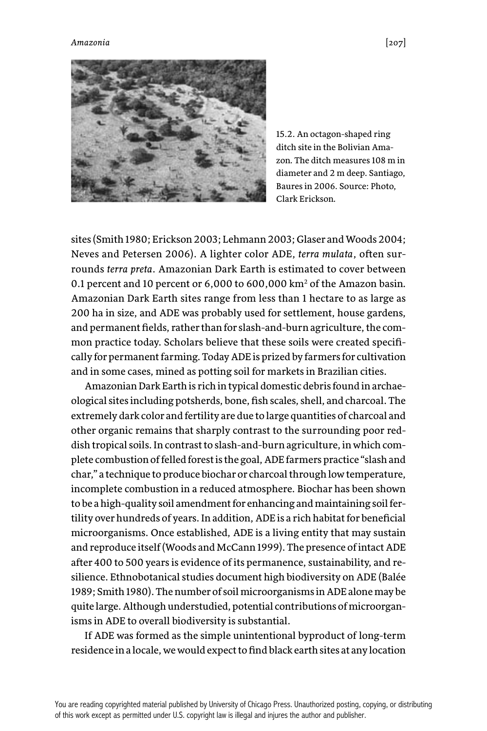15.2. An octagon-shaped ring ditch site in the Bolivian Amazon. The ditch measures 108 m in diameter and 2 m deep. Santiago, Baures in 2006. Source: Photo, Clark Erickson.

sites (Smith 1980; Erickson 2003; Lehmann 2003; Glaser and Woods 2004; Neves and Petersen 2006). A lighter color ADE, *terra mulata*, often surrounds *terra preta*. Amazonian Dark Earth is estimated to cover between 0.1 percent and 10 percent or 6,000 to 600,000 km$^2$ of the Amazon basin. Amazonian Dark Earth sites range from less than 1 hectare to as large as 200 ha in size, and ADE was probably used for settlement, house gardens, and permanent fields, rather than for slash-and-burn agriculture, the common practice today. Scholars believe that these soils were created specifically for permanent farming. Today ADE is prized by farmers for cultivation and in some cases, mined as potting soil for markets in Brazilian cities.

Amazonian Dark Earth is rich in typical domestic debris found in archaeological sites including potsherds, bone, fish scales, shell, and charcoal. The extremely dark color and fertility are due to large quantities of charcoal and other organic remains that sharply contrast to the surrounding poor reddish tropical soils. In contrast to slash-and-burn agriculture, in which complete combustion of felled forest is the goal, ADE farmers practice "slash and char," a technique to produce biochar or charcoal through low temperature, incomplete combustion in a reduced atmosphere. Biochar has been shown to be a high-quality soil amendment for enhancing and maintaining soil fertility over hundreds of years. In addition, ADE is a rich habitat for beneficial microorganisms. Once established, ADE is a living entity that may sustain and reproduce itself (Woods and McCann 1999). The presence of intact ADE after 400 to 500 years is evidence of its permanence, sustainability, and resilience. Ethnobotanical studies document high biodiversity on ADE (Balée 1989; Smith 1980). The number of soil microorganisms in ADE alone may be quite large. Although understudied, potential contributions of microorganisms in ADE to overall biodiversity is substantial.

If ADE was formed as the simple unintentional byproduct of long-term residence in a locale, we would expect to find black earth sites at any location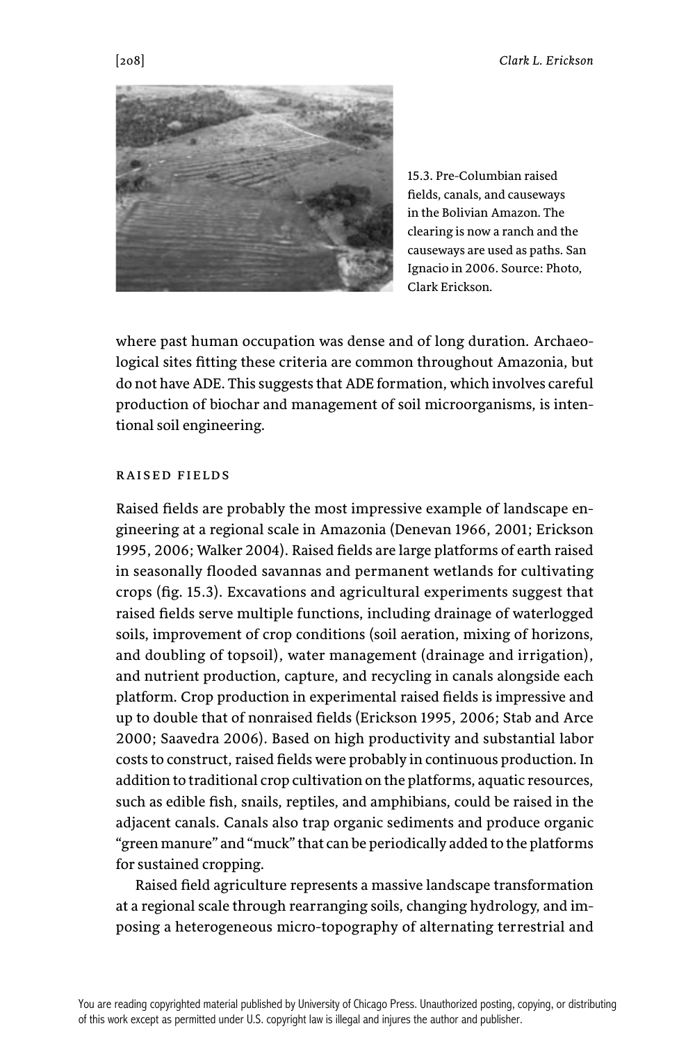15.3. Pre-Columbian raised fields, canals, and causeways in the Bolivian Amazon. The clearing is now a ranch and the causeways are used as paths. San Ignacio in 2006. Source: Photo, Clark Erickson.

where past human occupation was dense and of long duration. Archaeological sites fitting these criteria are common throughout Amazonia, but do not have ADE. This suggests that ADE formation, which involves careful production of biochar and management of soil microorganisms, is intentional soil engineering.

## RAISED FIELDS

Raised fields are probably the most impressive example of landscape engineering at a regional scale in Amazonia (Denevan 1966, 2001; Erickson 1995, 2006; Walker 2004). Raised fields are large platforms of earth raised in seasonally flooded savannas and permanent wetlands for cultivating crops (fig. 15.3). Excavations and agricultural experiments suggest that raised fields serve multiple functions, including drainage of waterlogged soils, improvement of crop conditions (soil aeration, mixing of horizons, and doubling of topsoil), water management (drainage and irrigation), and nutrient production, capture, and recycling in canals alongside each platform. Crop production in experimental raised fields is impressive and up to double that of nonraised fields (Erickson 1995, 2006; Stab and Arce 2000; Saavedra 2006). Based on high productivity and substantial labor costs to construct, raised fields were probably in continuous production. In addition to traditional crop cultivation on the platforms, aquatic resources, such as edible fish, snails, reptiles, and amphibians, could be raised in the adjacent canals. Canals also trap organic sediments and produce organic "green manure" and "muck" that can be periodically added to the platforms for sustained cropping.

Raised field agriculture represents a massive landscape transformation at a regional scale through rearranging soils, changing hydrology, and imposing a heterogeneous micro-topography of alternating terrestrial and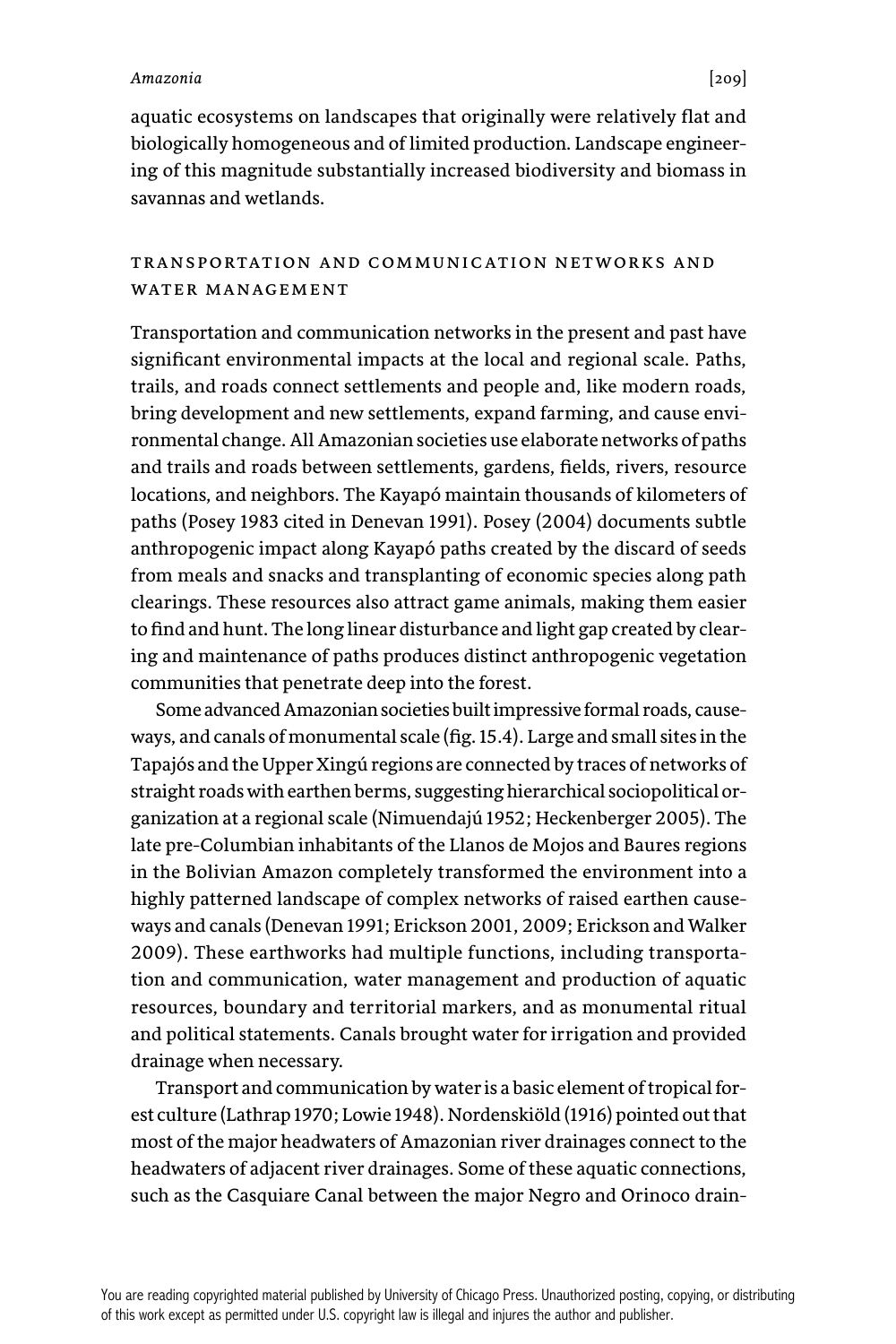aquatic ecosystems on landscapes that originally were relatively flat and biologically homogeneous and of limited production. Landscape engineering of this magnitude substantially increased biodiversity and biomass in savannas and wetlands.

## TRANSPORTATION AND COMMUNICATION NETWORKS AND WATER MANAGEMENT

Transportation and communication networks in the present and past have significant environmental impacts at the local and regional scale. Paths, trails, and roads connect settlements and people and, like modern roads, bring development and new settlements, expand farming, and cause environmental change. All Amazonian societies use elaborate networks of paths and trails and roads between settlements, gardens, fields, rivers, resource locations, and neighbors. The Kayapó maintain thousands of kilometers of paths (Posey 1983 cited in Denevan 1991). Posey (2004) documents subtle anthropogenic impact along Kayapó paths created by the discard of seeds from meals and snacks and transplanting of economic species along path clearings. These resources also attract game animals, making them easier to find and hunt. The long linear disturbance and light gap created by clearing and maintenance of paths produces distinct anthropogenic vegetation communities that penetrate deep into the forest.

Some advanced Amazonian societies built impressive formal roads, causeways, and canals of monumental scale (fig. 15.4). Large and small sites in the Tapajós and the Upper Xingú regions are connected by traces of networks of straight roads with earthen berms, suggesting hierarchical sociopolitical organization at a regional scale (Nimuendajú 1952; Heckenberger 2005). The late pre-Columbian inhabitants of the Llanos de Mojos and Baures regions in the Bolivian Amazon completely transformed the environment into a highly patterned landscape of complex networks of raised earthen causeways and canals (Denevan 1991; Erickson 2001, 2009; Erickson and Walker 2009). These earthworks had multiple functions, including transportation and communication, water management and production of aquatic resources, boundary and territorial markers, and as monumental ritual and political statements. Canals brought water for irrigation and provided drainage when necessary.

Transport and communication by water is a basic element of tropical forest culture (Lathrap 1970; Lowie 1948). Nordenskiöld (1916) pointed out that most of the major headwaters of Amazonian river drainages connect to the headwaters of adjacent river drainages. Some of these aquatic connections, such as the Casquiare Canal between the major Negro and Orinoco drain-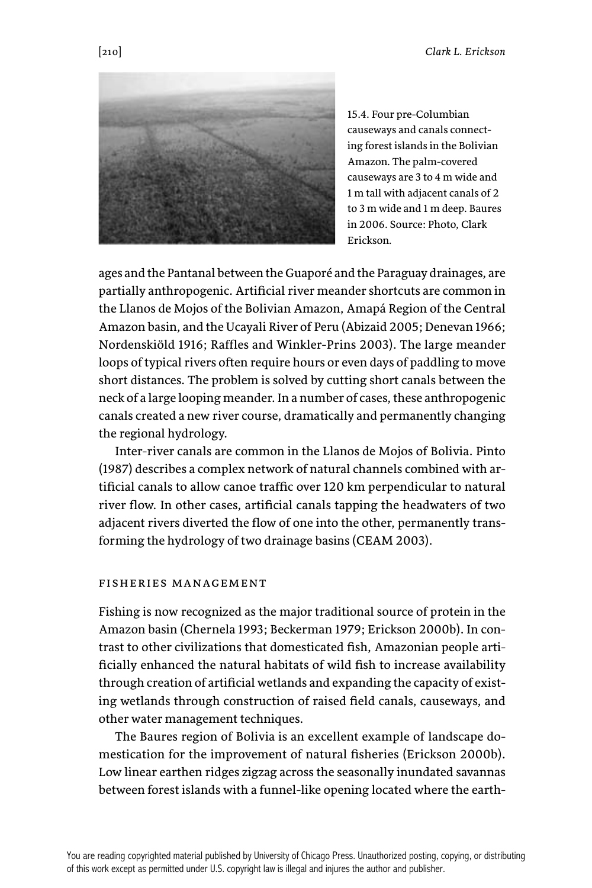15.4. Four pre-Columbian causeways and canals connecting forest islands in the Bolivian Amazon. The palm-covered causeways are 3 to 4 m wide and 1 m tall with adjacent canals of 2 to 3 m wide and 1 m deep. Baures in 2006. Source: Photo, Clark Erickson.

ages and the Pantanal between the Guaporé and the Paraguay drainages, are partially anthropogenic. Artificial river meander shortcuts are common in the Llanos de Mojos of the Bolivian Amazon, Amapá Region of the Central Amazon basin, and the Ucayali River of Peru (Abizaid 2005; Denevan 1966; Nordenskiöld 1916; Raffles and Winkler-Prins 2003). The large meander loops of typical rivers often require hours or even days of paddling to move short distances. The problem is solved by cutting short canals between the neck of a large looping meander. In a number of cases, these anthropogenic canals created a new river course, dramatically and permanently changing the regional hydrology.

Inter-river canals are common in the Llanos de Mojos of Bolivia. Pinto (1987) describes a complex network of natural channels combined with artificial canals to allow canoe traffic over 120 km perpendicular to natural river flow. In other cases, artificial canals tapping the headwaters of two adjacent rivers diverted the flow of one into the other, permanently transforming the hydrology of two drainage basins (CEAM 2003).

## FISHERIES MANAGEMENT

Fishing is now recognized as the major traditional source of protein in the Amazon basin (Chernela 1993; Beckerman 1979; Erickson 2000b). In contrast to other civilizations that domesticated fish, Amazonian people artificially enhanced the natural habitats of wild fish to increase availability through creation of artificial wetlands and expanding the capacity of existing wetlands through construction of raised field canals, causeways, and other water management techniques.

The Baures region of Bolivia is an excellent example of landscape domestication for the improvement of natural fisheries (Erickson 2000b). Low linear earthen ridges zigzag across the seasonally inundated savannas between forest islands with a funnel-like opening located where the earth-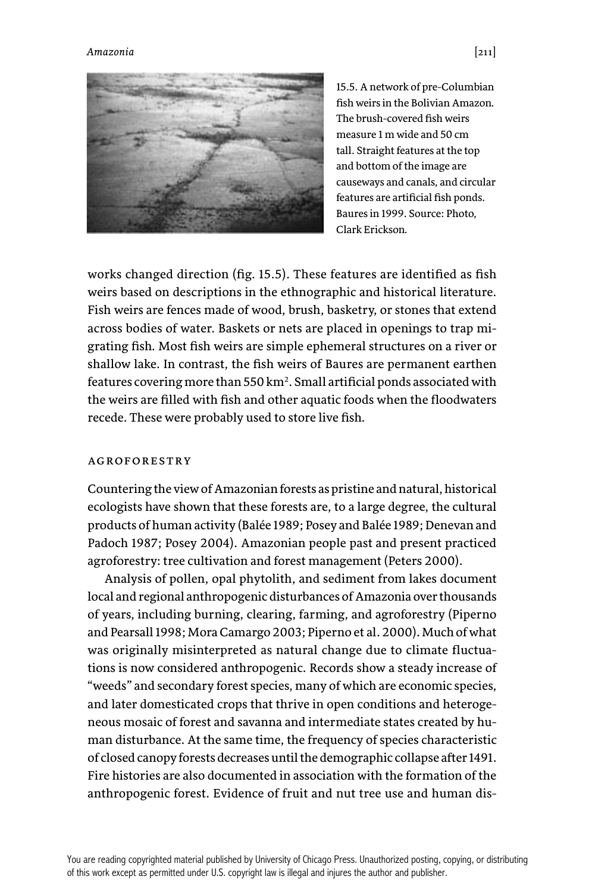15.5. A network of pre-Columbian fish weirs in the Bolivian Amazon. The brush-covered fish weirs measure 1 m wide and 50 cm tall. Straight features at the top and bottom of the image are causeways and canals, and circular features are artificial fish ponds. Baures in 1999. Source: Photo, Clark Erickson.

works changed direction (fig. 15.5). These features are identified as fish weirs based on descriptions in the ethnographic and historical literature. Fish weirs are fences made of wood, brush, basketry, or stones that extend across bodies of water. Baskets or nets are placed in openings to trap migrating fish. Most fish weirs are simple ephemeral structures on a river or shallow lake. In contrast, the fish weirs of Baures are permanent earthen features covering more than 550 $km^2$. Small artificial ponds associated with the weirs are filled with fish and other aquatic foods when the floodwaters recede. These were probably used to store live fish.

## AGROFORESTRY

Countering the view of Amazonian forests as pristine and natural, historical ecologists have shown that these forests are, to a large degree, the cultural products of human activity (Balée 1989; Posey and Balée 1989; Denevan and Padoch 1987; Posey 2004). Amazonian people past and present practiced agroforestry: tree cultivation and forest management (Peters 2000).

Analysis of pollen, opal phytolith, and sediment from lakes document local and regional anthropogenic disturbances of Amazonia over thousands of years, including burning, clearing, farming, and agroforestry (Piperno and Pearsall 1998; Mora Camargo 2003; Piperno et al. 2000). Much of what was originally misinterpreted as natural change due to climate fluctuations is now considered anthropogenic. Records show a steady increase of "weeds" and secondary forest species, many of which are economic species, and later domesticated crops that thrive in open conditions and heterogeneous mosaic of forest and savanna and intermediate states created by human disturbance. At the same time, the frequency of species characteristic of closed canopy forests decreases until the demographic collapse after 1491. Fire histories are also documented in association with the formation of the anthropogenic forest. Evidence of fruit and nut tree use and human dis-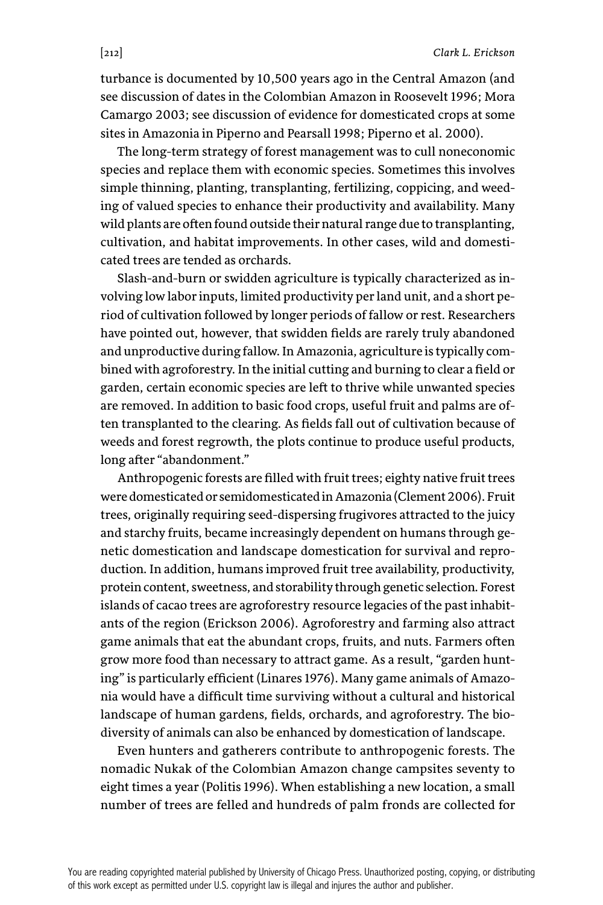turbance is documented by 10,500 years ago in the Central Amazon (and see discussion of dates in the Colombian Amazon in Roosevelt 1996; Mora Camargo 2003; see discussion of evidence for domesticated crops at some sites in Amazonia in Piperno and Pearsall 1998; Piperno et al. 2000).

The long-term strategy of forest management was to cull noneconomic species and replace them with economic species. Sometimes this involves simple thinning, planting, transplanting, fertilizing, coppicing, and weeding of valued species to enhance their productivity and availability. Many wild plants are often found outside their natural range due to transplanting, cultivation, and habitat improvements. In other cases, wild and domesticated trees are tended as orchards.

Slash-and-burn or swidden agriculture is typically characterized as involving low labor inputs, limited productivity per land unit, and a short period of cultivation followed by longer periods of fallow or rest. Researchers have pointed out, however, that swidden fields are rarely truly abandoned and unproductive during fallow. In Amazonia, agriculture is typically combined with agroforestry. In the initial cutting and burning to clear a field or garden, certain economic species are left to thrive while unwanted species are removed. In addition to basic food crops, useful fruit and palms are often transplanted to the clearing. As fields fall out of cultivation because of weeds and forest regrowth, the plots continue to produce useful products, long after "abandonment."

Anthropogenic forests are filled with fruit trees; eighty native fruit trees were domesticated or semidomesticated in Amazonia (Clement 2006). Fruit trees, originally requiring seed-dispersing frugivores attracted to the juicy and starchy fruits, became increasingly dependent on humans through genetic domestication and landscape domestication for survival and reproduction. In addition, humans improved fruit tree availability, productivity, protein content, sweetness, and storability through genetic selection. Forest islands of cacao trees are agroforestry resource legacies of the past inhabitants of the region (Erickson 2006). Agroforestry and farming also attract game animals that eat the abundant crops, fruits, and nuts. Farmers often grow more food than necessary to attract game. As a result, "garden hunting" is particularly efficient (Linares 1976). Many game animals of Amazonia would have a difficult time surviving without a cultural and historical landscape of human gardens, fields, orchards, and agroforestry. The biodiversity of animals can also be enhanced by domestication of landscape.

Even hunters and gatherers contribute to anthropogenic forests. The nomadic Nukak of the Colombian Amazon change campsites seventy to eight times a year (Politis 1996). When establishing a new location, a small number of trees are felled and hundreds of palm fronds are collected for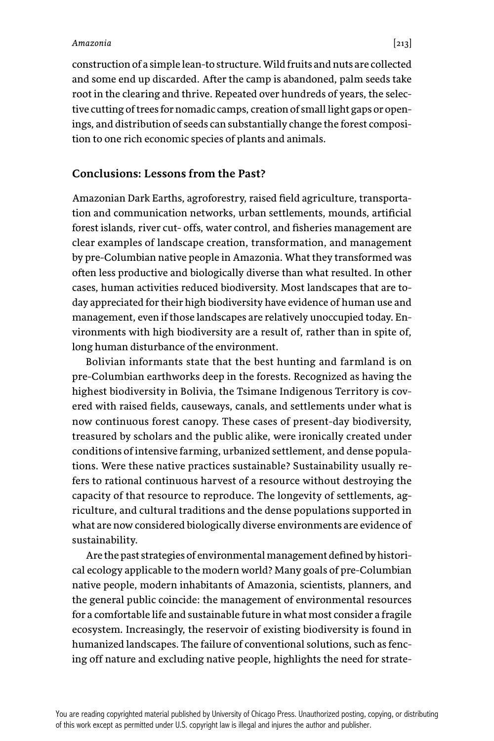construction of a simple lean-to structure. Wild fruits and nuts are collected and some end up discarded. After the camp is abandoned, palm seeds take root in the clearing and thrive. Repeated over hundreds of years, the selective cutting of trees for nomadic camps, creation of small light gaps or openings, and distribution of seeds can substantially change the forest composition to one rich economic species of plants and animals.

## Conclusions: Lessons from the Past?

Amazonian Dark Earths, agroforestry, raised field agriculture, transportation and communication networks, urban settlements, mounds, artificial forest islands, river cut- offs, water control, and fisheries management are clear examples of landscape creation, transformation, and management by pre-Columbian native people in Amazonia. What they transformed was often less productive and biologically diverse than what resulted. In other cases, human activities reduced biodiversity. Most landscapes that are today appreciated for their high biodiversity have evidence of human use and management, even if those landscapes are relatively unoccupied today. Environments with high biodiversity are a result of, rather than in spite of, long human disturbance of the environment.

Bolivian informants state that the best hunting and farmland is on pre-Columbian earthworks deep in the forests. Recognized as having the highest biodiversity in Bolivia, the Tsimane Indigenous Territory is covered with raised fields, causeways, canals, and settlements under what is now continuous forest canopy. These cases of present-day biodiversity, treasured by scholars and the public alike, were ironically created under conditions of intensive farming, urbanized settlement, and dense populations. Were these native practices sustainable? Sustainability usually refers to rational continuous harvest of a resource without destroying the capacity of that resource to reproduce. The longevity of settlements, agriculture, and cultural traditions and the dense populations supported in what are now considered biologically diverse environments are evidence of sustainability.

Are the past strategies of environmental management defined by historical ecology applicable to the modern world? Many goals of pre-Columbian native people, modern inhabitants of Amazonia, scientists, planners, and the general public coincide: the management of environmental resources for a comfortable life and sustainable future in what most consider a fragile ecosystem. Increasingly, the reservoir of existing biodiversity is found in humanized landscapes. The failure of conventional solutions, such as fencing off nature and excluding native people, highlights the need for strate-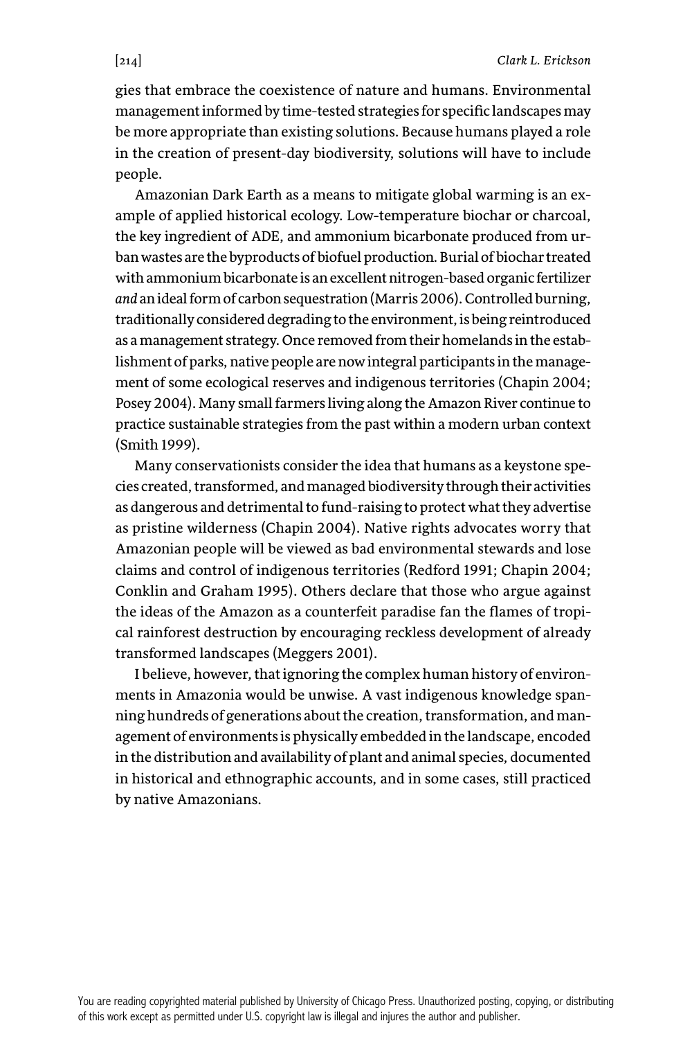gies that embrace the coexistence of nature and humans. Environmental management informed by time-tested strategies for specific landscapes may be more appropriate than existing solutions. Because humans played a role in the creation of present-day biodiversity, solutions will have to include people.

Amazonian Dark Earth as a means to mitigate global warming is an example of applied historical ecology. Low-temperature biochar or charcoal, the key ingredient of ADE, and ammonium bicarbonate produced from urban wastes are the byproducts of biofuel production. Burial of biochar treated with ammonium bicarbonate is an excellent nitrogen-based organic fertilizer *and* an ideal form of carbon sequestration (Marris 2006). Controlled burning, traditionally considered degrading to the environment, is being reintroduced as a management strategy. Once removed from their homelands in the establishment of parks, native people are now integral participants in the management of some ecological reserves and indigenous territories (Chapin 2004; Posey 2004). Many small farmers living along the Amazon River continue to practice sustainable strategies from the past within a modern urban context (Smith 1999).

Many conservationists consider the idea that humans as a keystone species created, transformed, and managed biodiversity through their activities as dangerous and detrimental to fund-raising to protect what they advertise as pristine wilderness (Chapin 2004). Native rights advocates worry that Amazonian people will be viewed as bad environmental stewards and lose claims and control of indigenous territories (Redford 1991; Chapin 2004; Conklin and Graham 1995). Others declare that those who argue against the ideas of the Amazon as a counterfeit paradise fan the flames of tropical rainforest destruction by encouraging reckless development of already transformed landscapes (Meggers 2001).

I believe, however, that ignoring the complex human history of environments in Amazonia would be unwise. A vast indigenous knowledge spanning hundreds of generations about the creation, transformation, and management of environments is physically embedded in the landscape, encoded in the distribution and availability of plant and animal species, documented in historical and ethnographic accounts, and in some cases, still practiced by native Amazonians.